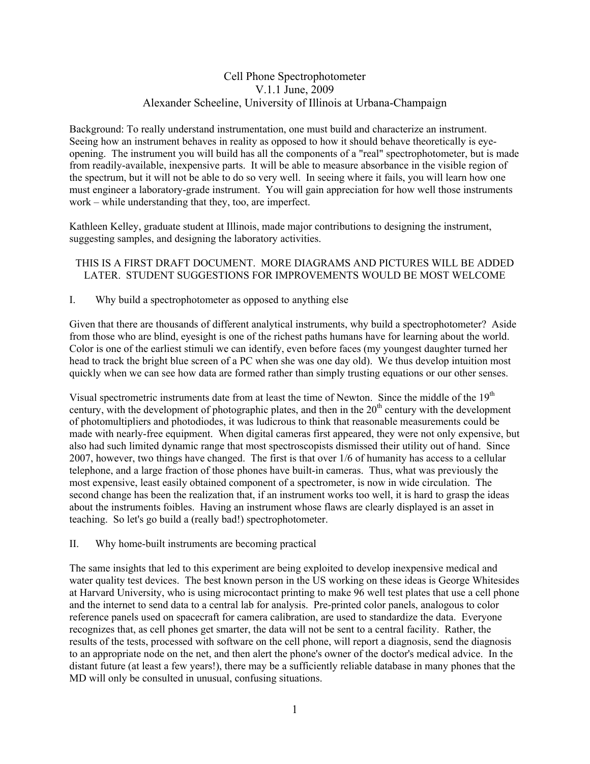# Cell Phone Spectrophotometer

V.1.1 June, 2009

Alexander Scheeline, University of Illinois at Urbana-Champaign

Background: To really understand instrumentation, one must build and characterize an instrument. Seeing how an instrument behaves in reality as opposed to how it should behave theoretically is eye-opening. The instrument you will build has all the components of a "real" spectrophotometer, but is made from readily-available, inexpensive parts. It will be able to measure absorbance in the visible region of the spectrum, but it will not be able to do so very well. In seeing where it fails, you will learn how one must engineer a laboratory-grade instrument. You will gain appreciation for how well those instruments work – while understanding that they, too, are imperfect.

Kathleen Kelley, graduate student at Illinois, made major contributions to designing the instrument, suggesting samples, and designing the laboratory activities.

THIS IS A FIRST DRAFT DOCUMENT. MORE DIAGRAMS AND PICTURES WILL BE ADDED LATER. STUDENT SUGGESTIONS FOR IMPROVEMENTS WOULD BE MOST WELCOME

## I. Why build a spectrophotometer as opposed to anything else

Given that there are thousands of different analytical instruments, why build a spectrophotometer? Aside from those who are blind, eyesight is one of the richest paths humans have for learning about the world. Color is one of the earliest stimuli we can identify, even before faces (my youngest daughter turned her head to track the bright blue screen of a PC when she was one day old). We thus develop intuition most quickly when we can see how data are formed rather than simply trusting equations or our other senses.

Visual spectrometric instruments date from at least the time of Newton. Since the middle of the 19th century, with the development of photographic plates, and then in the 20th century with the development of photomultipliers and photodiodes, it was ludicrous to think that reasonable measurements could be made with nearly-free equipment. When digital cameras first appeared, they were not only expensive, but also had such limited dynamic range that most spectroscopists dismissed their utility out of hand. Since 2007, however, two things have changed. The first is that over 1/6 of humanity has access to a cellular telephone, and a large fraction of those phones have built-in cameras. Thus, what was previously the most expensive, least easily obtained component of a spectrometer, is now in wide circulation. The second change has been the realization that, if an instrument works too well, it is hard to grasp the ideas about the instruments foibles. Having an instrument whose flaws are clearly displayed is an asset in teaching. So let's go build a (really bad!) spectrophotometer.

## II. Why home-built instruments are becoming practical

The same insights that led to this experiment are being exploited to develop inexpensive medical and water quality test devices. The best known person in the US working on these ideas is George Whitesides at Harvard University, who is using microcontact printing to make 96 well test plates that use a cell phone and the internet to send data to a central lab for analysis. Pre-printed color panels, analogous to color reference panels used on spacecraft for camera calibration, are used to standardize the data. Everyone recognizes that, as cell phones get smarter, the data will not be sent to a central facility. Rather, the results of the tests, processed with software on the cell phone, will report a diagnosis, send the diagnosis to an appropriate node on the net, and then alert the phone's owner of the doctor's medical advice. In the distant future (at least a few years!), there may be a sufficiently reliable database in many phones that the MD will only be consulted in unusual, confusing situations.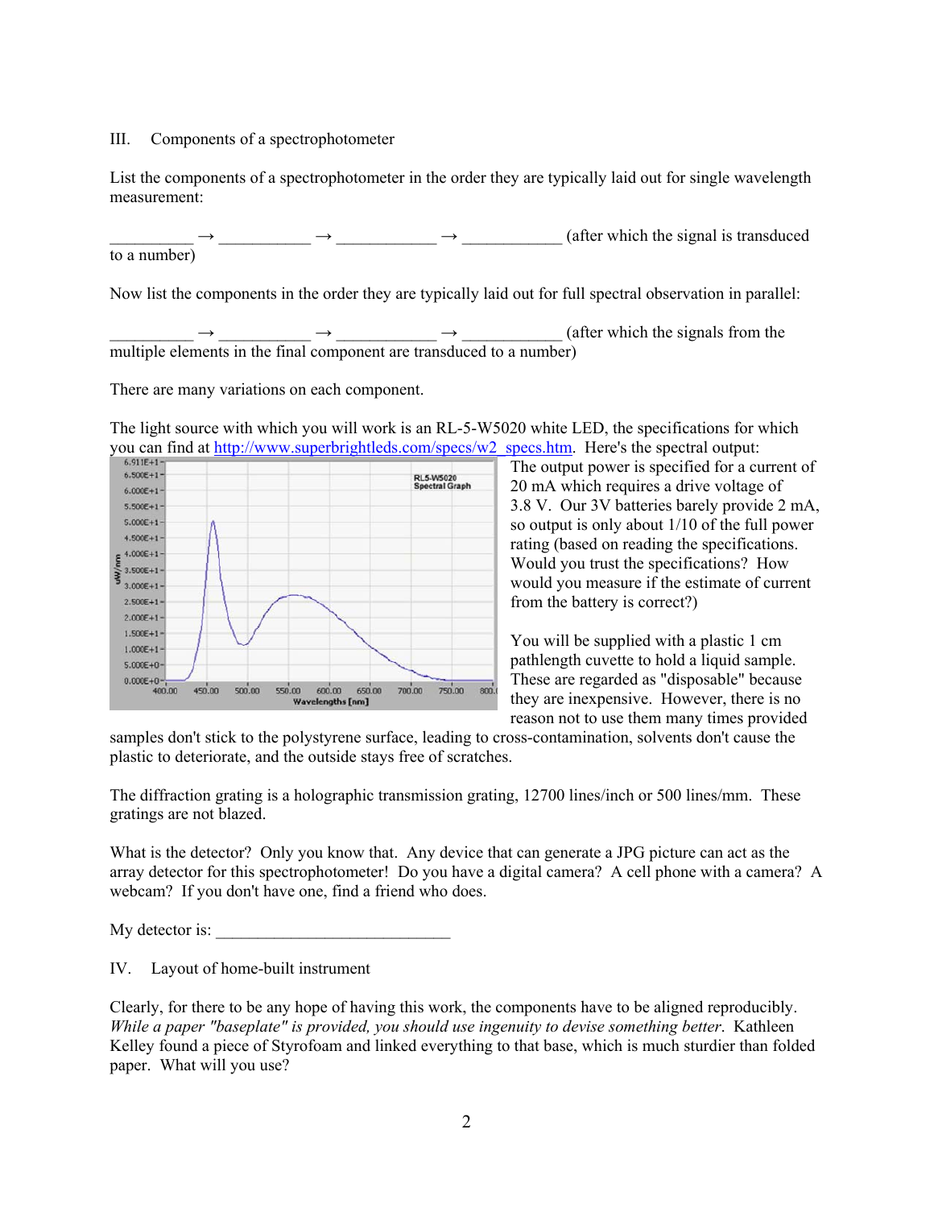III. Components of a spectrophotometer

List the components of a spectrophotometer in the order they are typically laid out for single wavelength measurement:

__________ → ___________ → ____________ → ____________ (after which the signal is transduced to a number)

Now list the components in the order they are typically laid out for full spectral observation in parallel:

__________ → ___________ → ____________ → ____________ (after which the signals from the multiple elements in the final component are transduced to a number)

There are many variations on each component.

The light source with which you will work is an RL-5-W5020 white LED, the specifications for which you can find at [http://www.superbrightleds.com/specs/w2_specs.htm](http://www.superbrightleds.com/specs/w2_specs.htm). Here's the spectral output:

The output power is specified for a current of 20 mA which requires a drive voltage of 3.8 V. Our 3V batteries barely provide 2 mA, so output is only about 1/10 of the full power rating (based on reading the specifications. Would you trust the specifications? How would you measure if the estimate of current from the battery is correct?)

You will be supplied with a plastic 1 cm pathlength cuvette to hold a liquid sample. These are regarded as "disposable" because they are inexpensive. However, there is no reason not to use them many times provided samples don't stick to the polystyrene surface, leading to cross-contamination, solvents don't cause the plastic to deteriorate, and the outside stays free of scratches.

The diffraction grating is a holographic transmission grating, 12700 lines/inch or 500 lines/mm. These gratings are not blazed.

What is the detector? Only you know that. Any device that can generate a JPG picture can act as the array detector for this spectrophotometer! Do you have a digital camera? A cell phone with a camera? A webcam? If you don't have one, find a friend who does.

My detector is: ____________________________

IV. Layout of home-built instrument

Clearly, for there to be any hope of having this work, the components have to be aligned reproducibly. *While a paper "baseplate" is provided, you should use ingenuity to devise something better*. Kathleen Kelley found a piece of Styrofoam and linked everything to that base, which is much sturdier than folded paper. What will you use?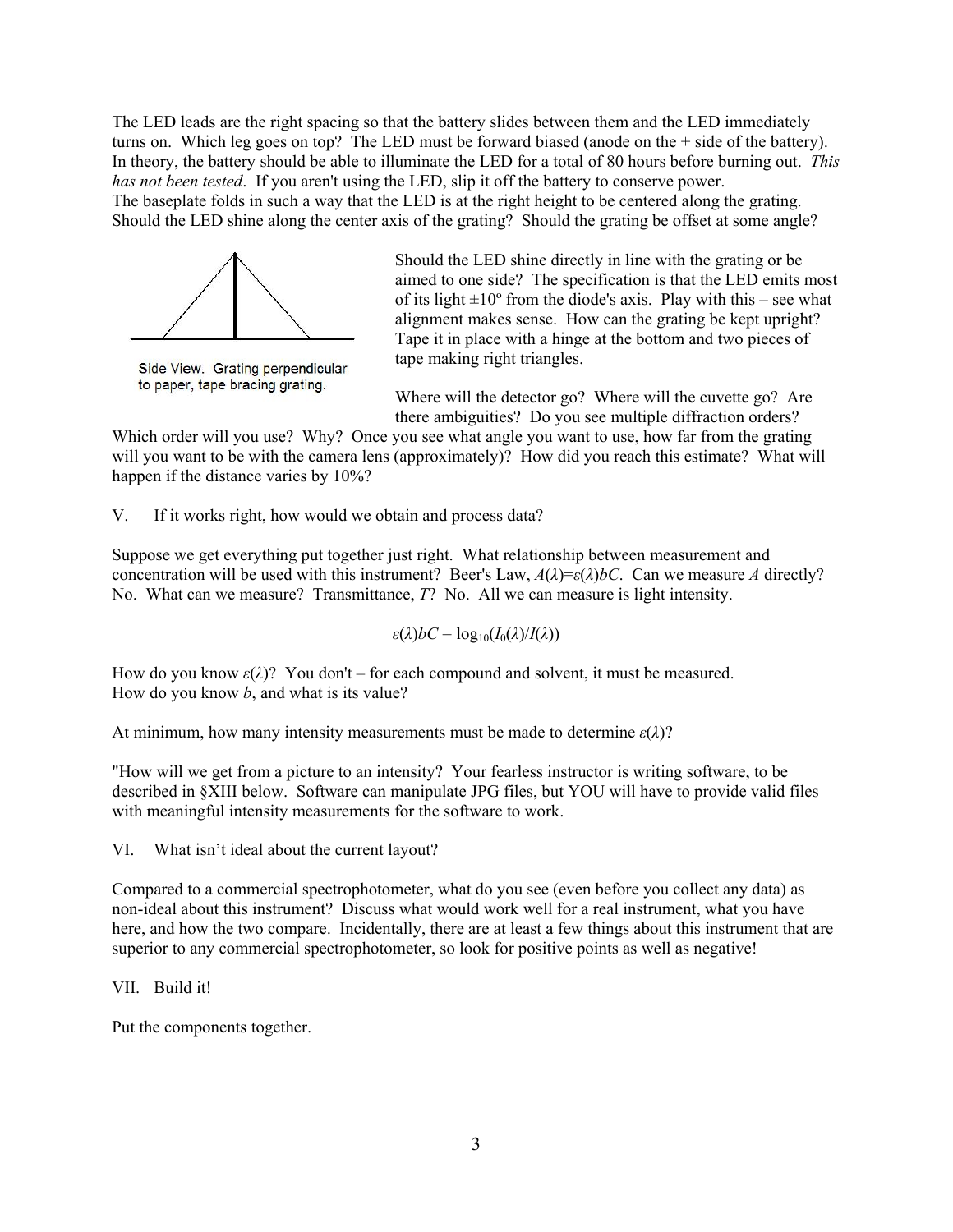The LED leads are the right spacing so that the battery slides between them and the LED immediately turns on. Which leg goes on top? The LED must be forward biased (anode on the + side of the battery). In theory, the battery should be able to illuminate the LED for a total of 80 hours before burning out. *This has not been tested*. If you aren't using the LED, slip it off the battery to conserve power.
The baseplate folds in such a way that the LED is at the right height to be centered along the grating. Should the LED shine along the center axis of the grating? Should the grating be offset at some angle?

Side View. Grating perpendicular to paper, tape bracing grating.

Should the LED shine directly in line with the grating or be aimed to one side? The specification is that the LED emits most of its light ±10º from the diode's axis. Play with this – see what alignment makes sense. How can the grating be kept upright? Tape it in place with a hinge at the bottom and two pieces of tape making right triangles.

Where will the detector go? Where will the cuvette go? Are there ambiguities? Do you see multiple diffraction orders? Which order will you use? Why? Once you see what angle you want to use, how far from the grating will you want to be with the camera lens (approximately)? How did you reach this estimate? What will happen if the distance varies by 10%?

## V. If it works right, how would we obtain and process data?

Suppose we get everything put together just right. What relationship between measurement and concentration will be used with this instrument? Beer's Law, $A(\lambda)=\varepsilon(\lambda)bC$. Can we measure $A$ directly? No. What can we measure? Transmittance, $T$? No. All we can measure is light intensity.

$$\varepsilon(\lambda)bC = \log_{10}(I_0(\lambda)/I(\lambda))$$

How do you know $\varepsilon(\lambda)$? You don't – for each compound and solvent, it must be measured.
How do you know $b$, and what is its value?

At minimum, how many intensity measurements must be made to determine $\varepsilon(\lambda)$?

"How will we get from a picture to an intensity? Your fearless instructor is writing software, to be described in §XIII below. Software can manipulate JPG files, but YOU will have to provide valid files with meaningful intensity measurements for the software to work.

## VI. What isn't ideal about the current layout?

Compared to a commercial spectrophotometer, what do you see (even before you collect any data) as non-ideal about this instrument? Discuss what would work well for a real instrument, what you have here, and how the two compare. Incidentally, there are at least a few things about this instrument that are superior to any commercial spectrophotometer, so look for positive points as well as negative!

## VII. Build it!

Put the components together.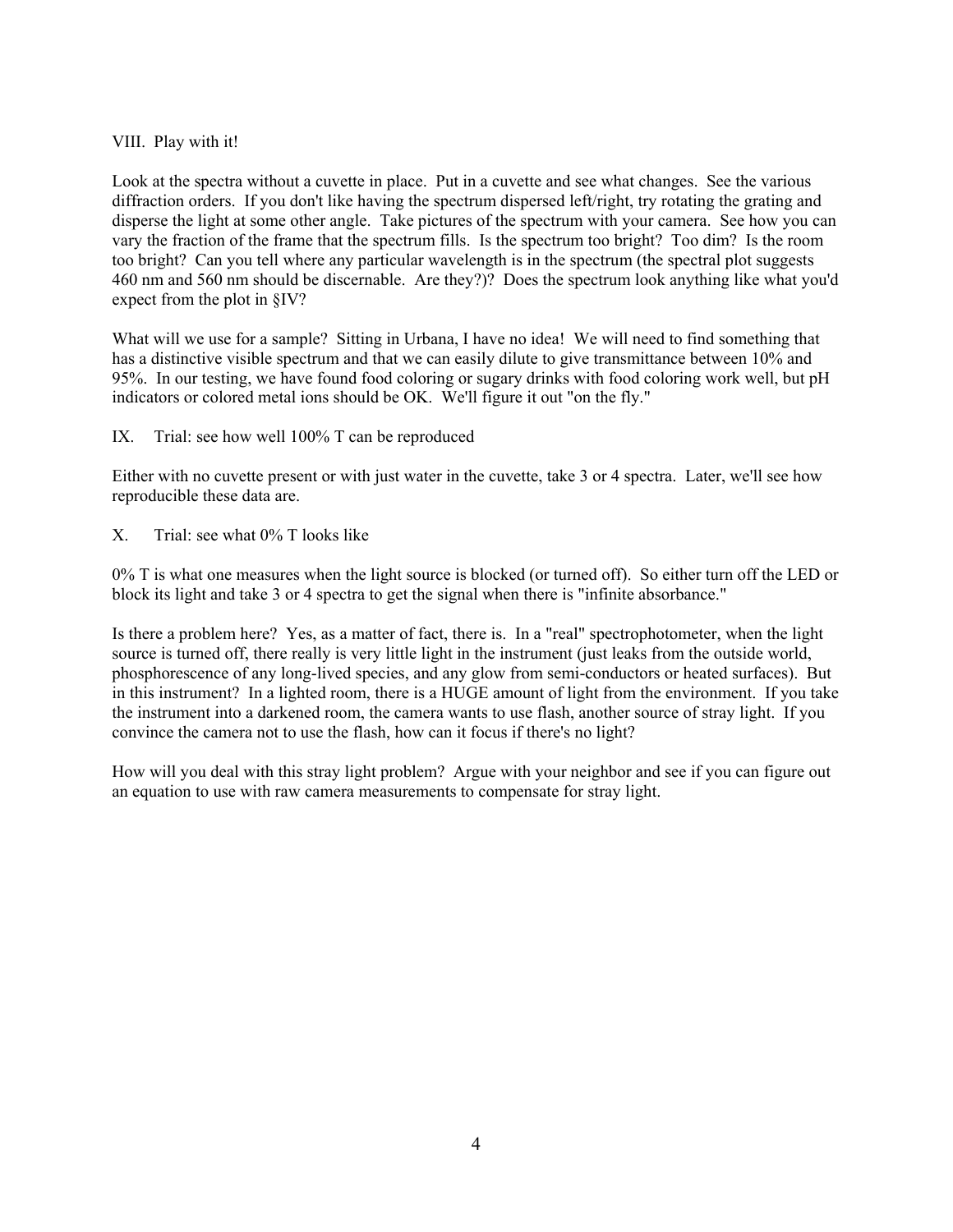## VIII. Play with it!

Look at the spectra without a cuvette in place. Put in a cuvette and see what changes. See the various diffraction orders. If you don't like having the spectrum dispersed left/right, try rotating the grating and disperse the light at some other angle. Take pictures of the spectrum with your camera. See how you can vary the fraction of the frame that the spectrum fills. Is the spectrum too bright? Too dim? Is the room too bright? Can you tell where any particular wavelength is in the spectrum (the spectral plot suggests 460 nm and 560 nm should be discernable. Are they?)? Does the spectrum look anything like what you'd expect from the plot in §IV?

What will we use for a sample? Sitting in Urbana, I have no idea! We will need to find something that has a distinctive visible spectrum and that we can easily dilute to give transmittance between 10% and 95%. In our testing, we have found food coloring or sugary drinks with food coloring work well, but pH indicators or colored metal ions should be OK. We'll figure it out "on the fly."

## IX. Trial: see how well 100% T can be reproduced

Either with no cuvette present or with just water in the cuvette, take 3 or 4 spectra. Later, we'll see how reproducible these data are.

## X. Trial: see what 0% T looks like

0% T is what one measures when the light source is blocked (or turned off). So either turn off the LED or block its light and take 3 or 4 spectra to get the signal when there is "infinite absorbance."

Is there a problem here? Yes, as a matter of fact, there is. In a "real" spectrophotometer, when the light source is turned off, there really is very little light in the instrument (just leaks from the outside world, phosphorescence of any long-lived species, and any glow from semi-conductors or heated surfaces). But in this instrument? In a lighted room, there is a HUGE amount of light from the environment. If you take the instrument into a darkened room, the camera wants to use flash, another source of stray light. If you convince the camera not to use the flash, how can it focus if there's no light?

How will you deal with this stray light problem? Argue with your neighbor and see if you can figure out an equation to use with raw camera measurements to compensate for stray light.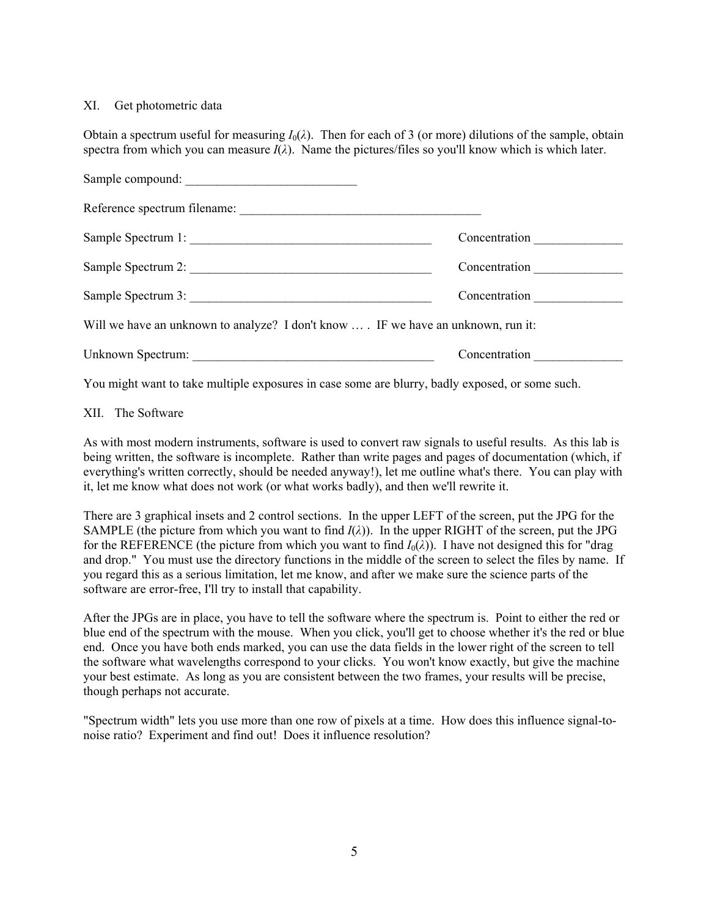## XI. Get photometric data

Obtain a spectrum useful for measuring $I_0(\lambda)$. Then for each of 3 (or more) dilutions of the sample, obtain spectra from which you can measure $I(\lambda)$. Name the pictures/files so you'll know which is which later.

Sample compound: ___________________________

Reference spectrum filename: _______________________________________

Sample Spectrum 1: _______________________________________ Concentration ______________

Sample Spectrum 2: _______________________________________ Concentration ______________

Sample Spectrum 3: _______________________________________ Concentration ______________

Will we have an unknown to analyze? I don't know … . IF we have an unknown, run it:

Unknown Spectrum: _______________________________________ Concentration ______________

You might want to take multiple exposures in case some are blurry, badly exposed, or some such.

## XII. The Software

As with most modern instruments, software is used to convert raw signals to useful results. As this lab is being written, the software is incomplete. Rather than write pages and pages of documentation (which, if everything's written correctly, should be needed anyway!), let me outline what's there. You can play with it, let me know what does not work (or what works badly), and then we'll rewrite it.

There are 3 graphical insets and 2 control sections. In the upper LEFT of the screen, put the JPG for the SAMPLE (the picture from which you want to find $I(\lambda)$). In the upper RIGHT of the screen, put the JPG for the REFERENCE (the picture from which you want to find $I_0(\lambda)$). I have not designed this for "drag and drop." You must use the directory functions in the middle of the screen to select the files by name. If you regard this as a serious limitation, let me know, and after we make sure the science parts of the software are error-free, I'll try to install that capability.

After the JPGs are in place, you have to tell the software where the spectrum is. Point to either the red or blue end of the spectrum with the mouse. When you click, you'll get to choose whether it's the red or blue end. Once you have both ends marked, you can use the data fields in the lower right of the screen to tell the software what wavelengths correspond to your clicks. You won't know exactly, but give the machine your best estimate. As long as you are consistent between the two frames, your results will be precise, though perhaps not accurate.

"Spectrum width" lets you use more than one row of pixels at a time. How does this influence signal-to-noise ratio? Experiment and find out! Does it influence resolution?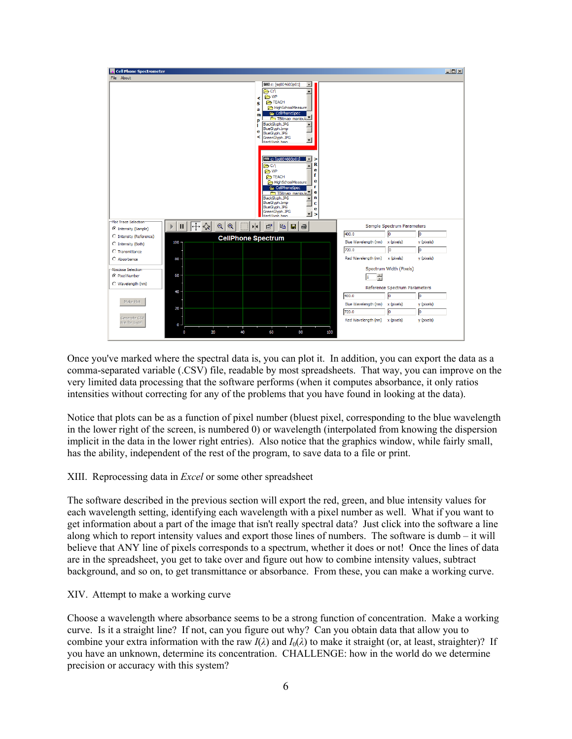Once you've marked where the spectral data is, you can plot it. In addition, you can export the data as a comma-separated variable (.CSV) file, readable by most spreadsheets. That way, you can improve on the very limited data processing that the software performs (when it computes absorbance, it only ratios intensities without correcting for any of the problems that you have found in looking at the data).

Notice that plots can be as a function of pixel number (bluest pixel, corresponding to the blue wavelength in the lower right of the screen, is numbered 0) or wavelength (interpolated from knowing the dispersion implicit in the data in the lower right entries). Also notice that the graphics window, while fairly small, has the ability, independent of the rest of the program, to save data to a file or print.

## XIII. Reprocessing data in *Excel* or some other spreadsheet

The software described in the previous section will export the red, green, and blue intensity values for each wavelength setting, identifying each wavelength with a pixel number as well. What if you want to get information about a part of the image that isn't really spectral data? Just click into the software a line along which to report intensity values and export those lines of numbers. The software is dumb – it will believe that ANY line of pixels corresponds to a spectrum, whether it does or not! Once the lines of data are in the spreadsheet, you get to take over and figure out how to combine intensity values, subtract background, and so on, to get transmittance or absorbance. From these, you can make a working curve.

## XIV. Attempt to make a working curve

Choose a wavelength where absorbance seems to be a strong function of concentration. Make a working curve. Is it a straight line? If not, can you figure out why? Can you obtain data that allow you to combine your extra information with the raw $I(\lambda)$ and $I_0(\lambda)$ to make it straight (or, at least, straighter)? If you have an unknown, determine its concentration. CHALLENGE: how in the world do we determine precision or accuracy with this system?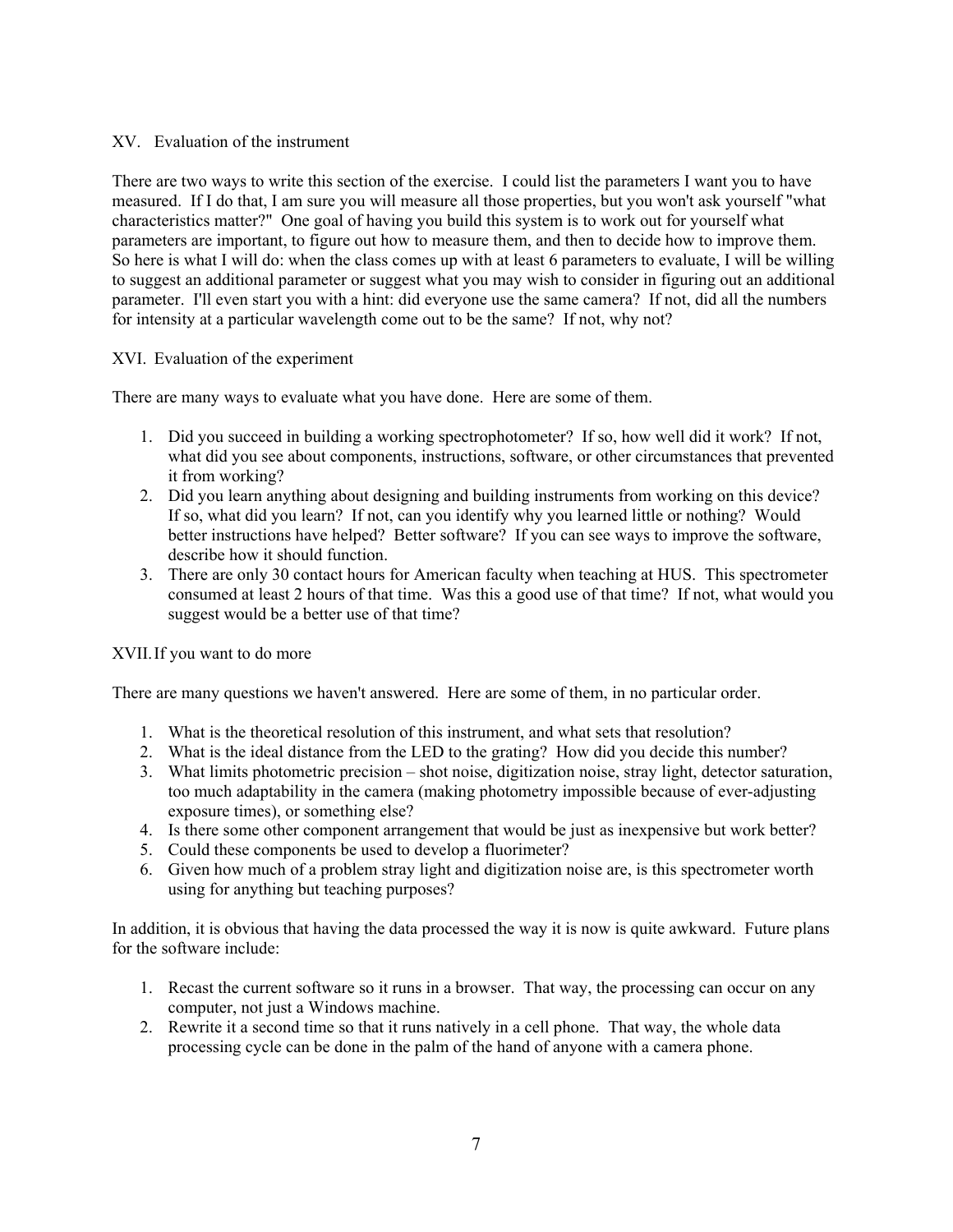## XV. Evaluation of the instrument

There are two ways to write this section of the exercise. I could list the parameters I want you to have measured. If I do that, I am sure you will measure all those properties, but you won't ask yourself "what characteristics matter?" One goal of having you build this system is to work out for yourself what parameters are important, to figure out how to measure them, and then to decide how to improve them. So here is what I will do: when the class comes up with at least 6 parameters to evaluate, I will be willing to suggest an additional parameter or suggest what you may wish to consider in figuring out an additional parameter. I'll even start you with a hint: did everyone use the same camera? If not, did all the numbers for intensity at a particular wavelength come out to be the same? If not, why not?

## XVI. Evaluation of the experiment

There are many ways to evaluate what you have done. Here are some of them.

1. Did you succeed in building a working spectrophotometer? If so, how well did it work? If not, what did you see about components, instructions, software, or other circumstances that prevented it from working?
2. Did you learn anything about designing and building instruments from working on this device? If so, what did you learn? If not, can you identify why you learned little or nothing? Would better instructions have helped? Better software? If you can see ways to improve the software, describe how it should function.
3. There are only 30 contact hours for American faculty when teaching at HUS. This spectrometer consumed at least 2 hours of that time. Was this a good use of that time? If not, what would you suggest would be a better use of that time?

## XVII. If you want to do more

There are many questions we haven't answered. Here are some of them, in no particular order.

1. What is the theoretical resolution of this instrument, and what sets that resolution?
2. What is the ideal distance from the LED to the grating? How did you decide this number?
3. What limits photometric precision – shot noise, digitization noise, stray light, detector saturation, too much adaptability in the camera (making photometry impossible because of ever-adjusting exposure times), or something else?
4. Is there some other component arrangement that would be just as inexpensive but work better?
5. Could these components be used to develop a fluorimeter?
6. Given how much of a problem stray light and digitization noise are, is this spectrometer worth using for anything but teaching purposes?

In addition, it is obvious that having the data processed the way it is now is quite awkward. Future plans for the software include:

1. Recast the current software so it runs in a browser. That way, the processing can occur on any computer, not just a Windows machine.
2. Rewrite it a second time so that it runs natively in a cell phone. That way, the whole data processing cycle can be done in the palm of the hand of anyone with a camera phone.